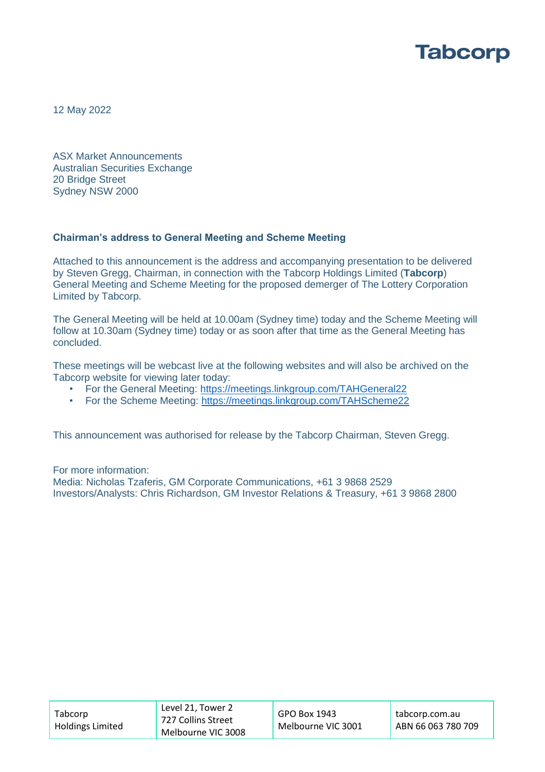Tabcorp

12 May 2022

ASX Market Announcements
Australian Securities Exchange
20 Bridge Street
Sydney NSW 2000

**Chairman's address to General Meeting and Scheme Meeting**

Attached to this announcement is the address and accompanying presentation to be delivered by Steven Gregg, Chairman, in connection with the Tabcorp Holdings Limited (**Tabcorp**) General Meeting and Scheme Meeting for the proposed demerger of The Lottery Corporation Limited by Tabcorp.

The General Meeting will be held at 10.00am (Sydney time) today and the Scheme Meeting will follow at 10.30am (Sydney time) today or as soon after that time as the General Meeting has concluded.

These meetings will be webcast live at the following websites and will also be archived on the Tabcorp website for viewing later today:

- For the General Meeting: https://meetings.linkgroup.com/TAHGeneral22
- For the Scheme Meeting: https://meetings.linkgroup.com/TAHScheme22

This announcement was authorised for release by the Tabcorp Chairman, Steven Gregg.

For more information:
Media: Nicholas Tzaferis, GM Corporate Communications, +61 3 9868 2529
Investors/Analysts: Chris Richardson, GM Investor Relations & Treasury, +61 3 9868 2800

| Tabcorp Holdings Limited | Level 21, Tower 2 727 Collins Street Melbourne VIC 3008 | GPO Box 1943 Melbourne VIC 3001 | tabcorp.com.au ABN 66 063 780 709 |
|---|---|---|---|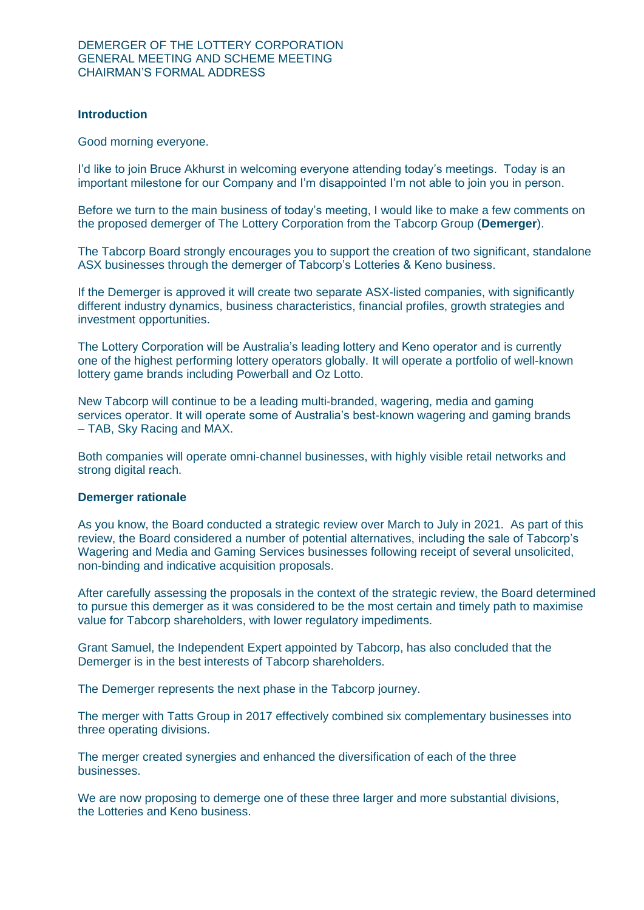DEMERGER OF THE LOTTERY CORPORATION
GENERAL MEETING AND SCHEME MEETING
CHAIRMAN'S FORMAL ADDRESS

## Introduction

Good morning everyone.

I'd like to join Bruce Akhurst in welcoming everyone attending today's meetings. Today is an important milestone for our Company and I'm disappointed I'm not able to join you in person.

Before we turn to the main business of today's meeting, I would like to make a few comments on the proposed demerger of The Lottery Corporation from the Tabcorp Group (**Demerger**).

The Tabcorp Board strongly encourages you to support the creation of two significant, standalone ASX businesses through the demerger of Tabcorp's Lotteries & Keno business.

If the Demerger is approved it will create two separate ASX-listed companies, with significantly different industry dynamics, business characteristics, financial profiles, growth strategies and investment opportunities.

The Lottery Corporation will be Australia's leading lottery and Keno operator and is currently one of the highest performing lottery operators globally. It will operate a portfolio of well-known lottery game brands including Powerball and Oz Lotto.

New Tabcorp will continue to be a leading multi-branded, wagering, media and gaming services operator. It will operate some of Australia's best-known wagering and gaming brands – TAB, Sky Racing and MAX.

Both companies will operate omni-channel businesses, with highly visible retail networks and strong digital reach.

## Demerger rationale

As you know, the Board conducted a strategic review over March to July in 2021. As part of this review, the Board considered a number of potential alternatives, including the sale of Tabcorp's Wagering and Media and Gaming Services businesses following receipt of several unsolicited, non-binding and indicative acquisition proposals.

After carefully assessing the proposals in the context of the strategic review, the Board determined to pursue this demerger as it was considered to be the most certain and timely path to maximise value for Tabcorp shareholders, with lower regulatory impediments.

Grant Samuel, the Independent Expert appointed by Tabcorp, has also concluded that the Demerger is in the best interests of Tabcorp shareholders.

The Demerger represents the next phase in the Tabcorp journey.

The merger with Tatts Group in 2017 effectively combined six complementary businesses into three operating divisions.

The merger created synergies and enhanced the diversification of each of the three businesses.

We are now proposing to demerge one of these three larger and more substantial divisions, the Lotteries and Keno business.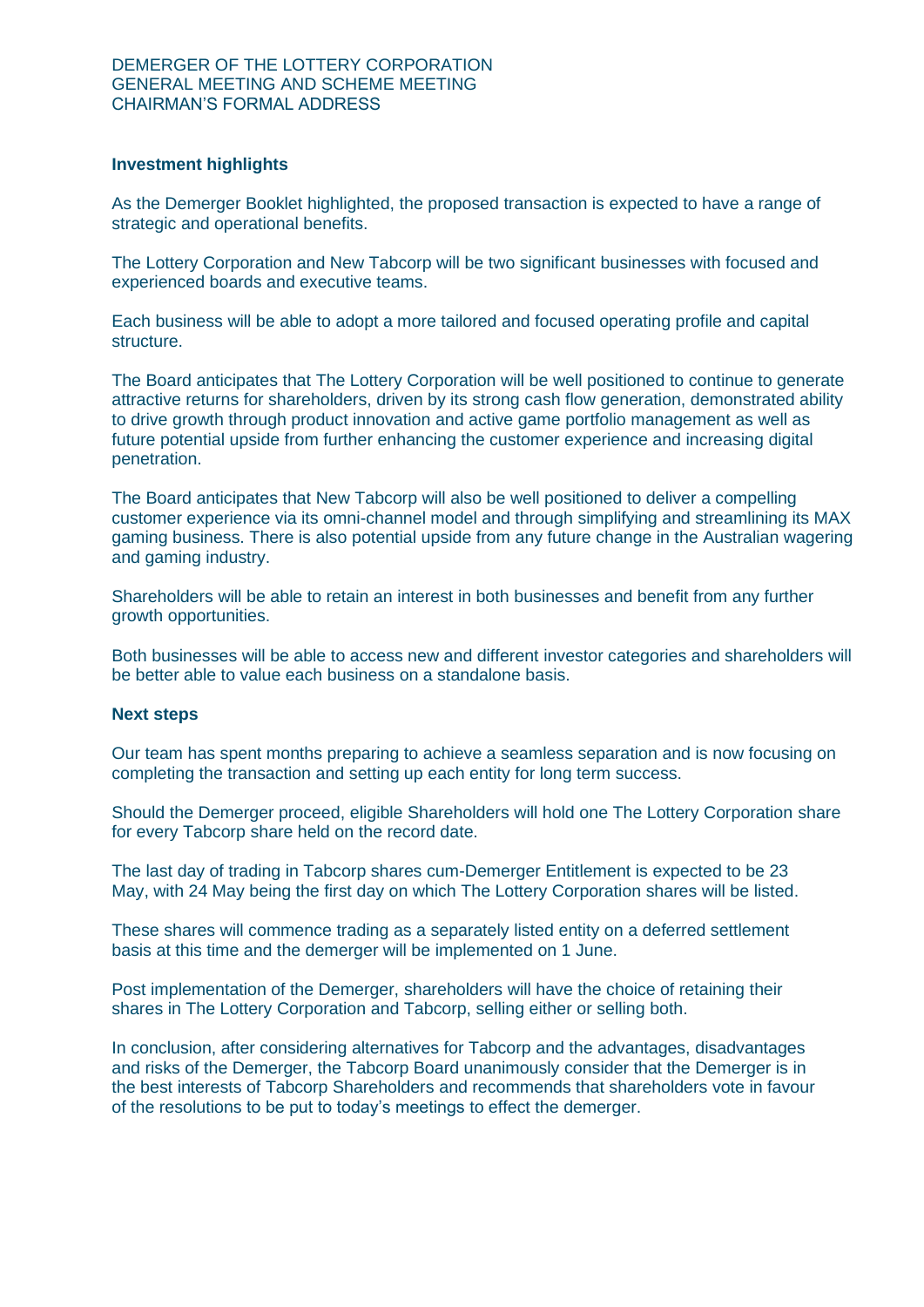## Investment highlights

As the Demerger Booklet highlighted, the proposed transaction is expected to have a range of strategic and operational benefits.

The Lottery Corporation and New Tabcorp will be two significant businesses with focused and experienced boards and executive teams.

Each business will be able to adopt a more tailored and focused operating profile and capital structure.

The Board anticipates that The Lottery Corporation will be well positioned to continue to generate attractive returns for shareholders, driven by its strong cash flow generation, demonstrated ability to drive growth through product innovation and active game portfolio management as well as future potential upside from further enhancing the customer experience and increasing digital penetration.

The Board anticipates that New Tabcorp will also be well positioned to deliver a compelling customer experience via its omni-channel model and through simplifying and streamlining its MAX gaming business. There is also potential upside from any future change in the Australian wagering and gaming industry.

Shareholders will be able to retain an interest in both businesses and benefit from any further growth opportunities.

Both businesses will be able to access new and different investor categories and shareholders will be better able to value each business on a standalone basis.

## Next steps

Our team has spent months preparing to achieve a seamless separation and is now focusing on completing the transaction and setting up each entity for long term success.

Should the Demerger proceed, eligible Shareholders will hold one The Lottery Corporation share for every Tabcorp share held on the record date.

The last day of trading in Tabcorp shares cum-Demerger Entitlement is expected to be 23 May, with 24 May being the first day on which The Lottery Corporation shares will be listed.

These shares will commence trading as a separately listed entity on a deferred settlement basis at this time and the demerger will be implemented on 1 June.

Post implementation of the Demerger, shareholders will have the choice of retaining their shares in The Lottery Corporation and Tabcorp, selling either or selling both.

In conclusion, after considering alternatives for Tabcorp and the advantages, disadvantages and risks of the Demerger, the Tabcorp Board unanimously consider that the Demerger is in the best interests of Tabcorp Shareholders and recommends that shareholders vote in favour of the resolutions to be put to today's meetings to effect the demerger.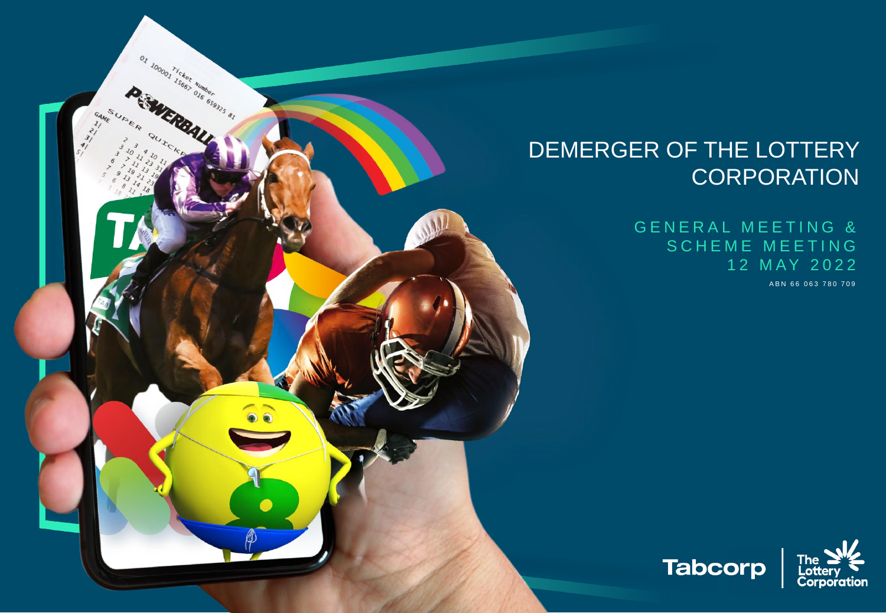# DEMERGER OF THE LOTTERY CORPORATION

## GENERAL MEETING & SCHEME MEETING 12 MAY 2022

ABN 66 063 780 709

Tabcorp | The Lottery Corporation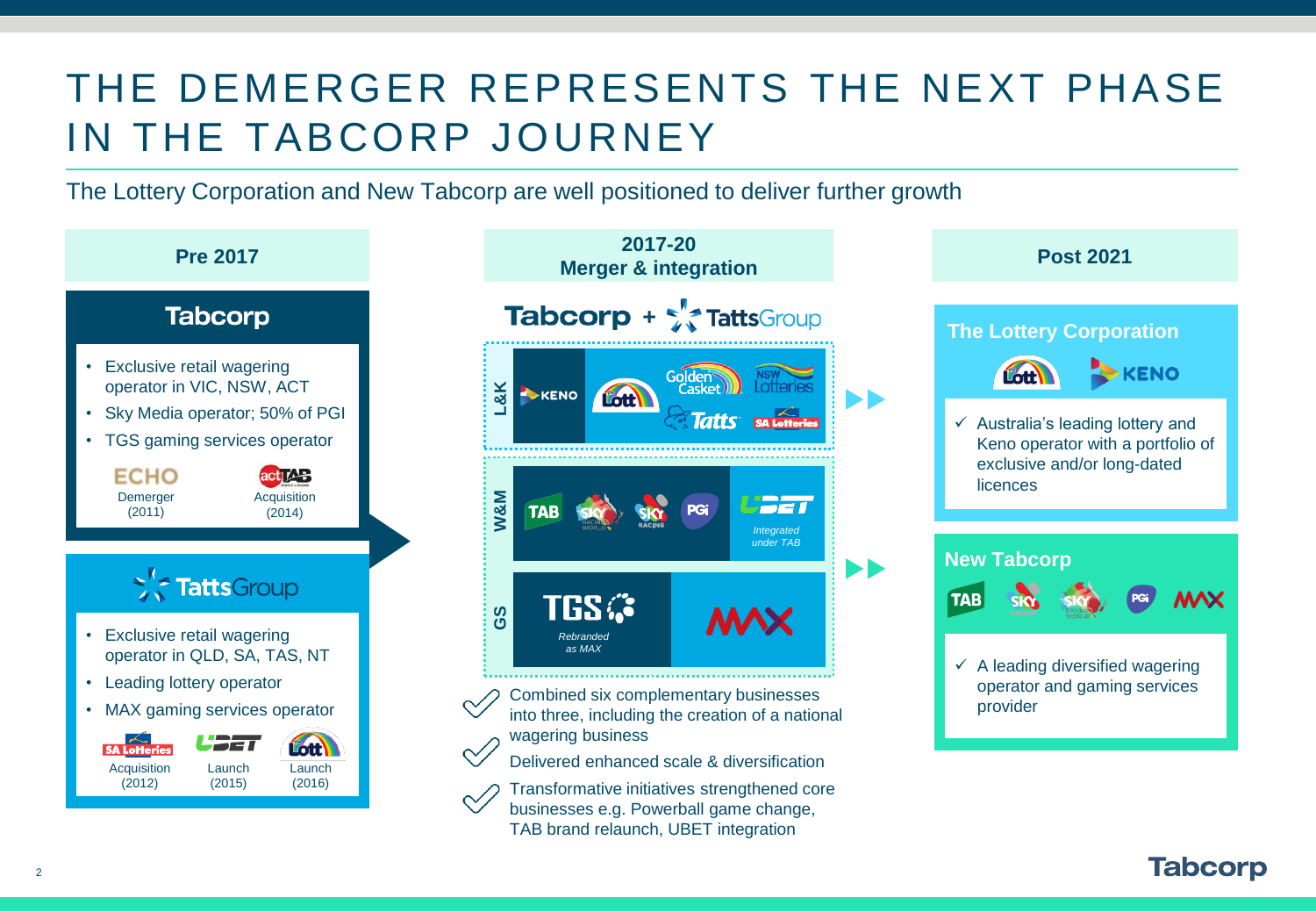# THE DEMERGER REPRESENTS THE NEXT PHASE IN THE TABCORP JOURNEY

The Lottery Corporation and New Tabcorp are well positioned to deliver further growth

## Pre 2017

### Tabcorp

- Exclusive retail wagering operator in VIC, NSW, ACT
- Sky Media operator; 50% of PGI
- TGS gaming services operator

ECHO – Demerger (2011)
actTAB – Acquisition (2014)

### TattsGroup

- Exclusive retail wagering operator in QLD, SA, TAS, NT
- Leading lottery operator
- MAX gaming services operator

SA Lotteries – Acquisition (2012)
UBET – Launch (2015)
Lott – Launch (2016)

## 2017-20 Merger & integration

Tabcorp + TattsGroup

**L&K:** KENO, Lott, Golden Casket, NSW Lotteries, Tatts, SA Lotteries

**W&M:** TAB, Sky Racing World, Sky Racing, PGI, UBET (*Integrated under TAB*)

**GS:** TGS (*Rebranded as MAX*), MAX

- ✓ Combined six complementary businesses into three, including the creation of a national wagering business
- ✓ Delivered enhanced scale & diversification
- ✓ Transformative initiatives strengthened core businesses e.g. Powerball game change, TAB brand relaunch, UBET integration

## Post 2021

### The Lottery Corporation

Lott, KENO

- ✓ Australia's leading lottery and Keno operator with a portfolio of exclusive and/or long-dated licences

### New Tabcorp

TAB, Sky Racing, Sky Racing World, PGI, MAX

- ✓ A leading diversified wagering operator and gaming services provider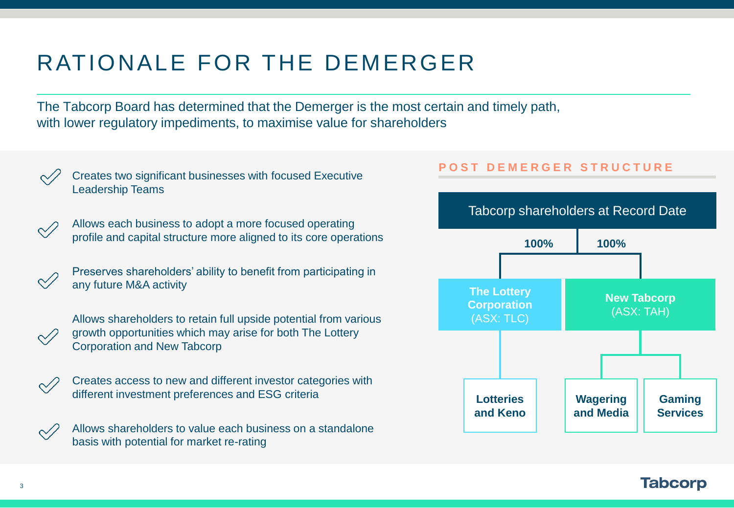# RATIONALE FOR THE DEMERGER

The Tabcorp Board has determined that the Demerger is the most certain and timely path, with lower regulatory impediments, to maximise value for shareholders

- Creates two significant businesses with focused Executive Leadership Teams
- Allows each business to adopt a more focused operating profile and capital structure more aligned to its core operations
- Preserves shareholders' ability to benefit from participating in any future M&A activity
- Allows shareholders to retain full upside potential from various growth opportunities which may arise for both The Lottery Corporation and New Tabcorp
- Creates access to new and different investor categories with different investment preferences and ESG criteria
- Allows shareholders to value each business on a standalone basis with potential for market re-rating

## POST DEMERGER STRUCTURE

**Tabcorp shareholders at Record Date**

- 100% → **The Lottery Corporation** (ASX: TLC)
  - **Lotteries and Keno**
- 100% → **New Tabcorp** (ASX: TAH)
  - **Wagering and Media**
  - **Gaming Services**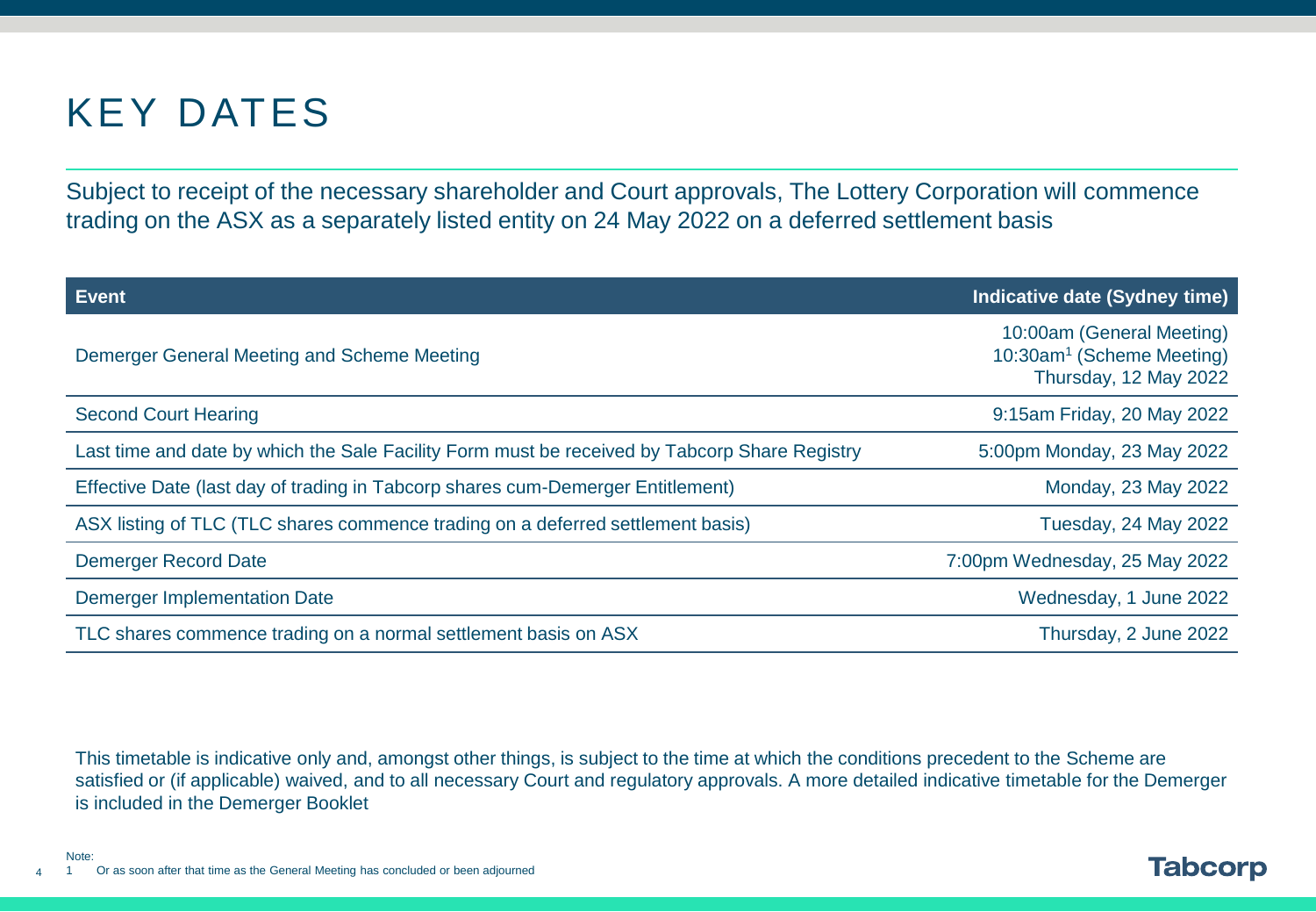# KEY DATES

Subject to receipt of the necessary shareholder and Court approvals, The Lottery Corporation will commence trading on the ASX as a separately listed entity on 24 May 2022 on a deferred settlement basis

| Event | Indicative date (Sydney time) |
|---|---|
| Demerger General Meeting and Scheme Meeting | 10:00am (General Meeting)<br>10:30am[1] (Scheme Meeting)<br>Thursday, 12 May 2022 |
| Second Court Hearing | 9:15am Friday, 20 May 2022 |
| Last time and date by which the Sale Facility Form must be received by Tabcorp Share Registry | 5:00pm Monday, 23 May 2022 |
| Effective Date (last day of trading in Tabcorp shares cum-Demerger Entitlement) | Monday, 23 May 2022 |
| ASX listing of TLC (TLC shares commence trading on a deferred settlement basis) | Tuesday, 24 May 2022 |
| Demerger Record Date | 7:00pm Wednesday, 25 May 2022 |
| Demerger Implementation Date | Wednesday, 1 June 2022 |
| TLC shares commence trading on a normal settlement basis on ASX | Thursday, 2 June 2022 |

This timetable is indicative only and, amongst other things, is subject to the time at which the conditions precedent to the Scheme are satisfied or (if applicable) waived, and to all necessary Court and regulatory approvals. A more detailed indicative timetable for the Demerger is included in the Demerger Booklet

Note:
1 Or as soon after that time as the General Meeting has concluded or been adjourned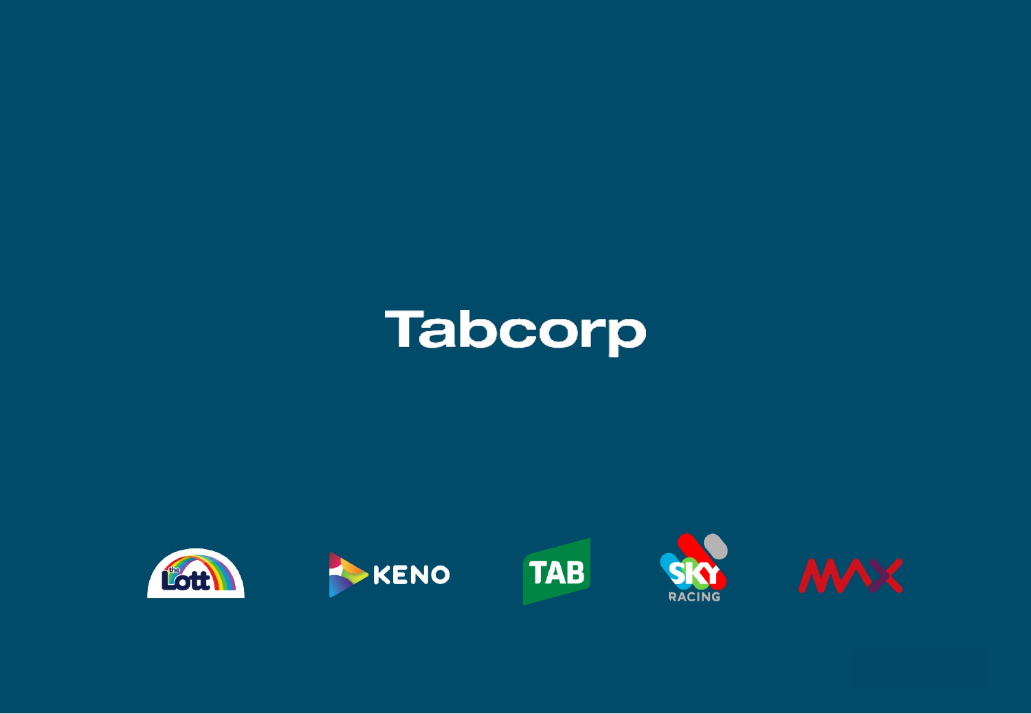Tabcorp

the Lott

KENO

TAB

SKY RACING

MAX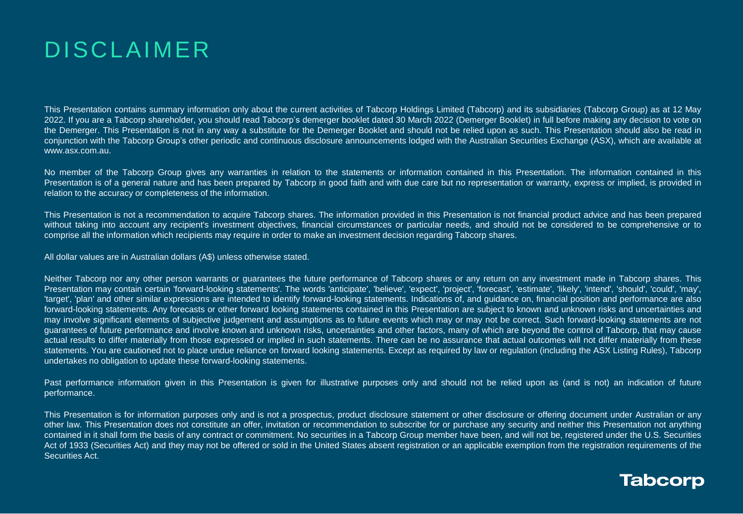# DISCLAIMER

This Presentation contains summary information only about the current activities of Tabcorp Holdings Limited (Tabcorp) and its subsidiaries (Tabcorp Group) as at 12 May 2022. If you are a Tabcorp shareholder, you should read Tabcorp's demerger booklet dated 30 March 2022 (Demerger Booklet) in full before making any decision to vote on the Demerger. This Presentation is not in any way a substitute for the Demerger Booklet and should not be relied upon as such. This Presentation should also be read in conjunction with the Tabcorp Group's other periodic and continuous disclosure announcements lodged with the Australian Securities Exchange (ASX), which are available at www.asx.com.au.

No member of the Tabcorp Group gives any warranties in relation to the statements or information contained in this Presentation. The information contained in this Presentation is of a general nature and has been prepared by Tabcorp in good faith and with due care but no representation or warranty, express or implied, is provided in relation to the accuracy or completeness of the information.

This Presentation is not a recommendation to acquire Tabcorp shares. The information provided in this Presentation is not financial product advice and has been prepared without taking into account any recipient's investment objectives, financial circumstances or particular needs, and should not be considered to be comprehensive or to comprise all the information which recipients may require in order to make an investment decision regarding Tabcorp shares.

All dollar values are in Australian dollars (A$) unless otherwise stated.

Neither Tabcorp nor any other person warrants or guarantees the future performance of Tabcorp shares or any return on any investment made in Tabcorp shares. This Presentation may contain certain 'forward-looking statements'. The words 'anticipate', 'believe', 'expect', 'project', 'forecast', 'estimate', 'likely', 'intend', 'should', 'could', 'may', 'target', 'plan' and other similar expressions are intended to identify forward-looking statements. Indications of, and guidance on, financial position and performance are also forward-looking statements. Any forecasts or other forward looking statements contained in this Presentation are subject to known and unknown risks and uncertainties and may involve significant elements of subjective judgement and assumptions as to future events which may or may not be correct. Such forward-looking statements are not guarantees of future performance and involve known and unknown risks, uncertainties and other factors, many of which are beyond the control of Tabcorp, that may cause actual results to differ materially from those expressed or implied in such statements. There can be no assurance that actual outcomes will not differ materially from these statements. You are cautioned not to place undue reliance on forward looking statements. Except as required by law or regulation (including the ASX Listing Rules), Tabcorp undertakes no obligation to update these forward-looking statements.

Past performance information given in this Presentation is given for illustrative purposes only and should not be relied upon as (and is not) an indication of future performance.

This Presentation is for information purposes only and is not a prospectus, product disclosure statement or other disclosure or offering document under Australian or any other law. This Presentation does not constitute an offer, invitation or recommendation to subscribe for or purchase any security and neither this Presentation not anything contained in it shall form the basis of any contract or commitment. No securities in a Tabcorp Group member have been, and will not be, registered under the U.S. Securities Act of 1933 (Securities Act) and they may not be offered or sold in the United States absent registration or an applicable exemption from the registration requirements of the Securities Act.

Tabcorp